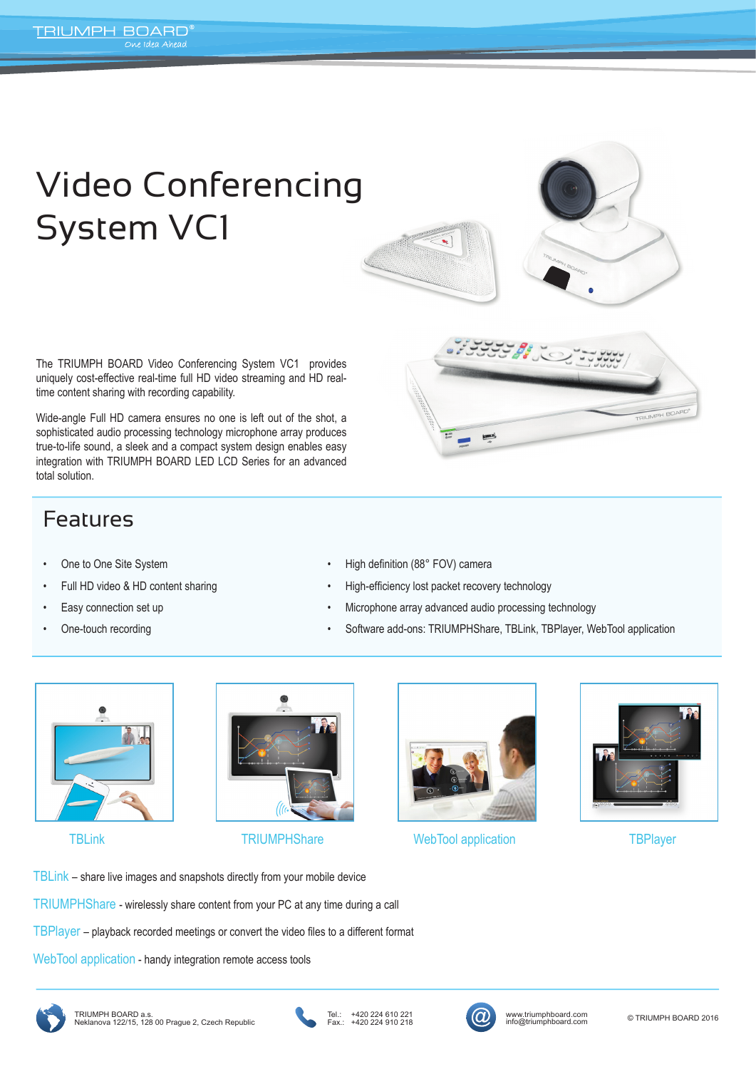TRIUMPH BOARD®
*One Idea Ahead*

# Video Conferencing System VC1

The TRIUMPH BOARD Video Conferencing System VC1 provides uniquely cost-effective real-time full HD video streaming and HD real-time content sharing with recording capability.

Wide-angle Full HD camera ensures no one is left out of the shot, a sophisticated audio processing technology microphone array produces true-to-life sound, a sleek and a compact system design enables easy integration with TRIUMPH BOARD LED LCD Series for an advanced total solution.

## Features

- One to One Site System
- Full HD video & HD content sharing
- Easy connection set up
- One-touch recording
- High definition (88° FOV) camera
- High-efficiency lost packet recovery technology
- Microphone array advanced audio processing technology
- Software add-ons: TRIUMPHShare, TBLink, TBPlayer, WebTool application

TBLink

TRIUMPHShare

WebTool application

TBPlayer

TBLink – share live images and snapshots directly from your mobile device

TRIUMPHShare - wirelessly share content from your PC at any time during a call

TBPlayer – playback recorded meetings or convert the video files to a different format

WebTool application - handy integration remote access tools

TRIUMPH BOARD a.s.
Neklanova 122/15, 128 00 Prague 2, Czech Republic

Tel.: +420 224 610 221
Fax.: +420 224 910 218

www.triumphboard.com
info@triumphboard.com

© TRIUMPH BOARD 2016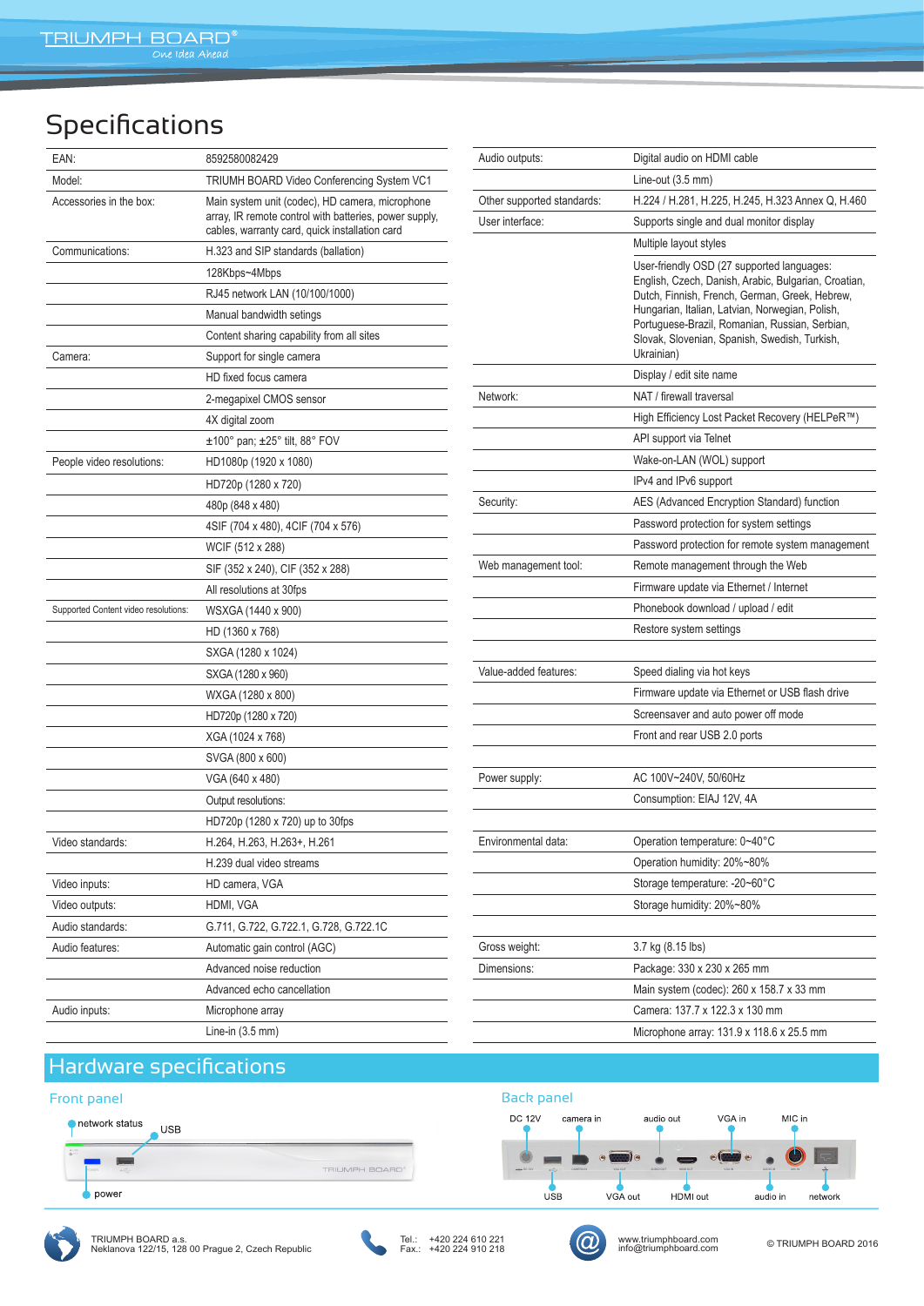# Specifications

| | |
|---|---|
| EAN: | 8592580082429 |
| Model: | TRIUMH BOARD Video Conferencing System VC1 |
| Accessories in the box: | Main system unit (codec), HD camera, microphone array, IR remote control with batteries, power supply, cables, warranty card, quick installation card |
| Communications: | H.323 and SIP standards (ballation) |
| | 128Kbps~4Mbps |
| | RJ45 network LAN (10/100/1000) |
| | Manual bandwidth setings |
| | Content sharing capability from all sites |
| Camera: | Support for single camera |
| | HD fixed focus camera |
| | 2-megapixel CMOS sensor |
| | 4X digital zoom |
| | ±100° pan; ±25° tilt, 88° FOV |
| People video resolutions: | HD1080p (1920 x 1080) |
| | HD720p (1280 x 720) |
| | 480p (848 x 480) |
| | 4SIF (704 x 480), 4CIF (704 x 576) |
| | WCIF (512 x 288) |
| | SIF (352 x 240), CIF (352 x 288) |
| | All resolutions at 30fps |
| Supported Content video resolutions: | WSXGA (1440 x 900) |
| | HD (1360 x 768) |
| | SXGA (1280 x 1024) |
| | SXGA (1280 x 960) |
| | WXGA (1280 x 800) |
| | HD720p (1280 x 720) |
| | XGA (1024 x 768) |
| | SVGA (800 x 600) |
| | VGA (640 x 480) |
| | Output resolutions: |
| | HD720p (1280 x 720) up to 30fps |
| Video standards: | H.264, H.263, H.263+, H.261 |
| | H.239 dual video streams |
| Video inputs: | HD camera, VGA |
| Video outputs: | HDMI, VGA |
| Audio standards: | G.711, G.722, G.722.1, G.728, G.722.1C |
| Audio features: | Automatic gain control (AGC) |
| | Advanced noise reduction |
| | Advanced echo cancellation |
| Audio inputs: | Microphone array |
| | Line-in (3.5 mm) |

| | |
|---|---|
| Audio outputs: | Digital audio on HDMI cable |
| | Line-out (3.5 mm) |
| Other supported standards: | H.224 / H.281, H.225, H.245, H.323 Annex Q, H.460 |
| User interface: | Supports single and dual monitor display |
| | Multiple layout styles |
| | User-friendly OSD (27 supported languages: English, Czech, Danish, Arabic, Bulgarian, Croatian, Dutch, Finnish, French, German, Greek, Hebrew, Hungarian, Italian, Latvian, Norwegian, Polish, Portuguese-Brazil, Romanian, Russian, Serbian, Slovak, Slovenian, Spanish, Swedish, Turkish, Ukrainian) |
| | Display / edit site name |
| Network: | NAT / firewall traversal |
| | High Efficiency Lost Packet Recovery (HELPeR™) |
| | API support via Telnet |
| | Wake-on-LAN (WOL) support |
| | IPv4 and IPv6 support |
| Security: | AES (Advanced Encryption Standard) function |
| | Password protection for system settings |
| | Password protection for remote system management |
| Web management tool: | Remote management through the Web |
| | Firmware update via Ethernet / Internet |
| | Phonebook download / upload / edit |
| | Restore system settings |
| Value-added features: | Speed dialing via hot keys |
| | Firmware update via Ethernet or USB flash drive |
| | Screensaver and auto power off mode |
| | Front and rear USB 2.0 ports |
| Power supply: | AC 100V~240V, 50/60Hz |
| | Consumption: EIAJ 12V, 4A |
| Environmental data: | Operation temperature: 0~40°C |
| | Operation humidity: 20%~80% |
| | Storage temperature: -20~60°C |
| | Storage humidity: 20%~80% |
| Gross weight: | 3.7 kg (8.15 lbs) |
| Dimensions: | Package: 330 x 230 x 265 mm |
| | Main system (codec): 260 x 158.7 x 33 mm |
| | Camera: 137.7 x 122.3 x 130 mm |
| | Microphone array: 131.9 x 118.6 x 25.5 mm |

## Hardware specifications

### Front panel

network status
USB
power

### Back panel

DC 12V
camera in
audio out
VGA in
MIC in
USB
VGA out
HDMI out
audio in
network

TRIUMPH BOARD a.s.
Neklanova 122/15, 128 00 Prague 2, Czech Republic

Tel.: +420 224 610 221
Fax.: +420 224 910 218

www.triumphboard.com
info@triumphboard.com

© TRIUMPH BOARD 2016